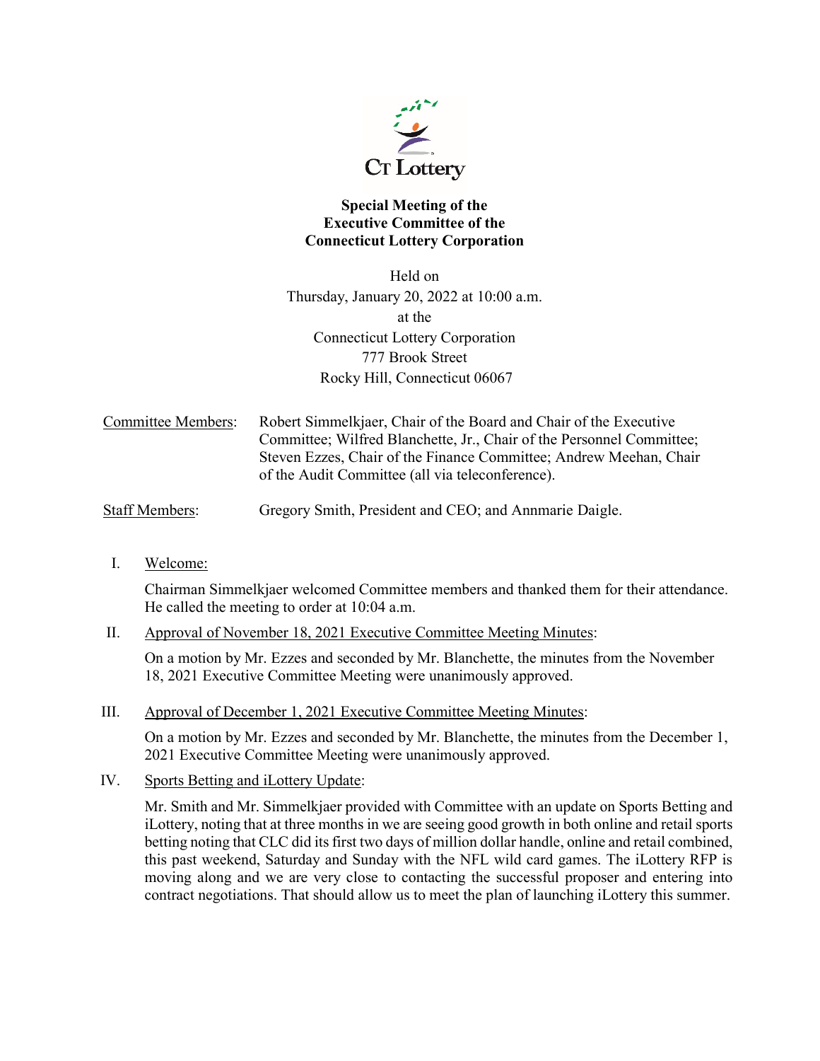CT Lottery

**Special Meeting of the**
**Executive Committee of the**
**Connecticut Lottery Corporation**

Held on
Thursday, January 20, 2022 at 10:00 a.m.
at the
Connecticut Lottery Corporation
777 Brook Street
Rocky Hill, Connecticut 06067

Committee Members: Robert Simmelkjaer, Chair of the Board and Chair of the Executive Committee; Wilfred Blanchette, Jr., Chair of the Personnel Committee; Steven Ezzes, Chair of the Finance Committee; Andrew Meehan, Chair of the Audit Committee (all via teleconference).

Staff Members: Gregory Smith, President and CEO; and Annmarie Daigle.

I. Welcome:

Chairman Simmelkjaer welcomed Committee members and thanked them for their attendance. He called the meeting to order at 10:04 a.m.

II. Approval of November 18, 2021 Executive Committee Meeting Minutes:

On a motion by Mr. Ezzes and seconded by Mr. Blanchette, the minutes from the November 18, 2021 Executive Committee Meeting were unanimously approved.

III. Approval of December 1, 2021 Executive Committee Meeting Minutes:

On a motion by Mr. Ezzes and seconded by Mr. Blanchette, the minutes from the December 1, 2021 Executive Committee Meeting were unanimously approved.

IV. Sports Betting and iLottery Update:

Mr. Smith and Mr. Simmelkjaer provided with Committee with an update on Sports Betting and iLottery, noting that at three months in we are seeing good growth in both online and retail sports betting noting that CLC did its first two days of million dollar handle, online and retail combined, this past weekend, Saturday and Sunday with the NFL wild card games. The iLottery RFP is moving along and we are very close to contacting the successful proposer and entering into contract negotiations. That should allow us to meet the plan of launching iLottery this summer.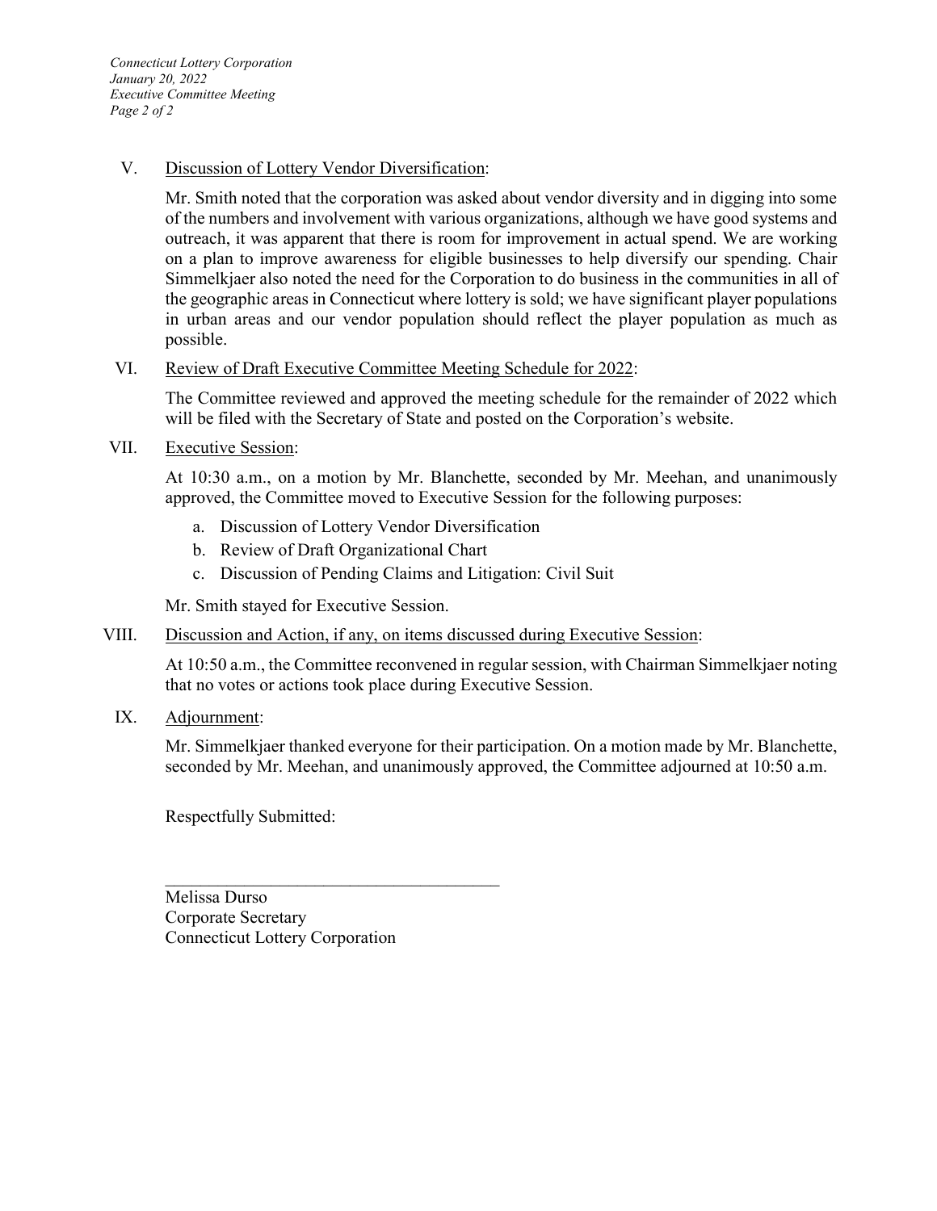V. Discussion of Lottery Vendor Diversification:

Mr. Smith noted that the corporation was asked about vendor diversity and in digging into some of the numbers and involvement with various organizations, although we have good systems and outreach, it was apparent that there is room for improvement in actual spend. We are working on a plan to improve awareness for eligible businesses to help diversify our spending. Chair Simmelkjaer also noted the need for the Corporation to do business in the communities in all of the geographic areas in Connecticut where lottery is sold; we have significant player populations in urban areas and our vendor population should reflect the player population as much as possible.

VI. Review of Draft Executive Committee Meeting Schedule for 2022:

The Committee reviewed and approved the meeting schedule for the remainder of 2022 which will be filed with the Secretary of State and posted on the Corporation's website.

VII. Executive Session:

At 10:30 a.m., on a motion by Mr. Blanchette, seconded by Mr. Meehan, and unanimously approved, the Committee moved to Executive Session for the following purposes:

a. Discussion of Lottery Vendor Diversification
b. Review of Draft Organizational Chart
c. Discussion of Pending Claims and Litigation: Civil Suit

Mr. Smith stayed for Executive Session.

VIII. Discussion and Action, if any, on items discussed during Executive Session:

At 10:50 a.m., the Committee reconvened in regular session, with Chairman Simmelkjaer noting that no votes or actions took place during Executive Session.

IX. Adjournment:

Mr. Simmelkjaer thanked everyone for their participation. On a motion made by Mr. Blanchette, seconded by Mr. Meehan, and unanimously approved, the Committee adjourned at 10:50 a.m.

Respectfully Submitted:

\_\_\_\_\_\_\_\_\_\_\_\_\_\_\_\_\_\_\_\_\_\_\_\_\_\_\_\_\_\_\_\_\_\_\_\_\_\_

Melissa Durso
Corporate Secretary
Connecticut Lottery Corporation